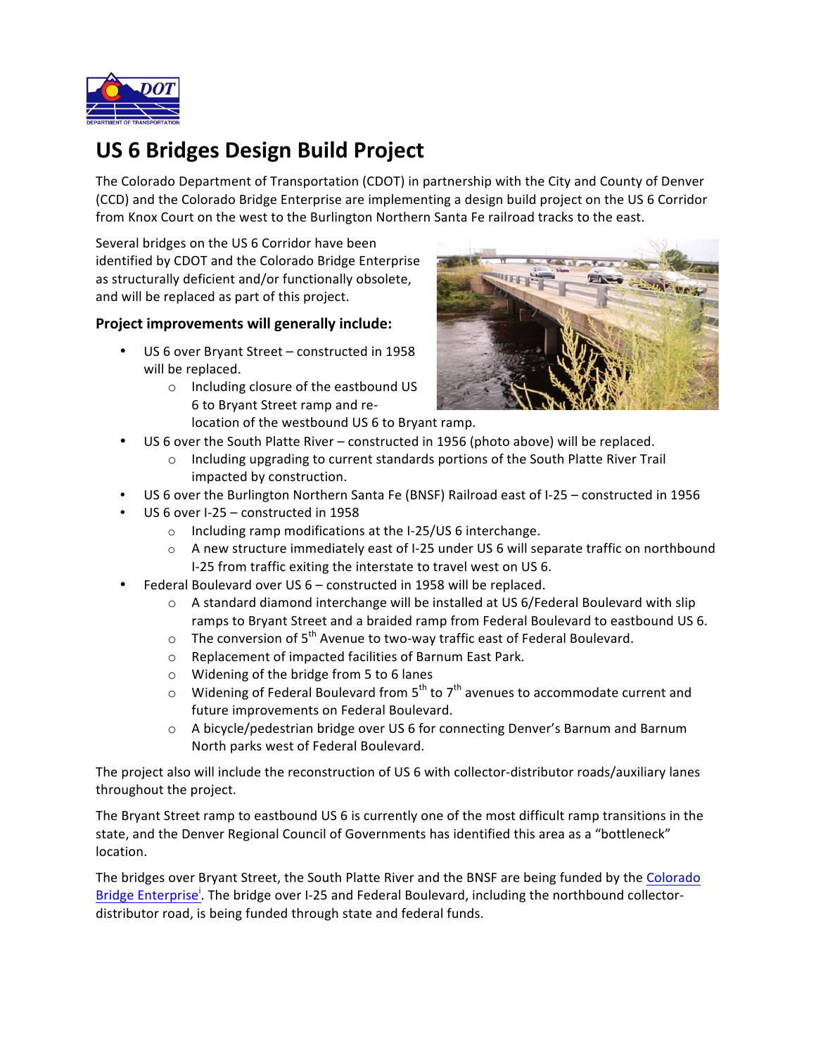# US 6 Bridges Design Build Project

The Colorado Department of Transportation (CDOT) in partnership with the City and County of Denver (CCD) and the Colorado Bridge Enterprise are implementing a design build project on the US 6 Corridor from Knox Court on the west to the Burlington Northern Santa Fe railroad tracks to the east.

Several bridges on the US 6 Corridor have been identified by CDOT and the Colorado Bridge Enterprise as structurally deficient and/or functionally obsolete, and will be replaced as part of this project.

### Project improvements will generally include:

- US 6 over Bryant Street – constructed in 1958 will be replaced.
    - Including closure of the eastbound US 6 to Bryant Street ramp and re-location of the westbound US 6 to Bryant ramp.
- US 6 over the South Platte River – constructed in 1956 (photo above) will be replaced.
    - Including upgrading to current standards portions of the South Platte River Trail impacted by construction.
- US 6 over the Burlington Northern Santa Fe (BNSF) Railroad east of I-25 – constructed in 1956
- US 6 over I-25 – constructed in 1958
    - Including ramp modifications at the I-25/US 6 interchange.
    - A new structure immediately east of I-25 under US 6 will separate traffic on northbound I-25 from traffic exiting the interstate to travel west on US 6.
- Federal Boulevard over US 6 – constructed in 1958 will be replaced.
    - A standard diamond interchange will be installed at US 6/Federal Boulevard with slip ramps to Bryant Street and a braided ramp from Federal Boulevard to eastbound US 6.
    - The conversion of 5th Avenue to two-way traffic east of Federal Boulevard.
    - Replacement of impacted facilities of Barnum East Park.
    - Widening of the bridge from 5 to 6 lanes
    - Widening of Federal Boulevard from 5th to 7th avenues to accommodate current and future improvements on Federal Boulevard.
    - A bicycle/pedestrian bridge over US 6 for connecting Denver's Barnum and Barnum North parks west of Federal Boulevard.

The project also will include the reconstruction of US 6 with collector-distributor roads/auxiliary lanes throughout the project.

The Bryant Street ramp to eastbound US 6 is currently one of the most difficult ramp transitions in the state, and the Denver Regional Council of Governments has identified this area as a "bottleneck" location.

The bridges over Bryant Street, the South Platte River and the BNSF are being funded by the Colorado Bridge Enterprise[i]. The bridge over I-25 and Federal Boulevard, including the northbound collector-distributor road, is being funded through state and federal funds.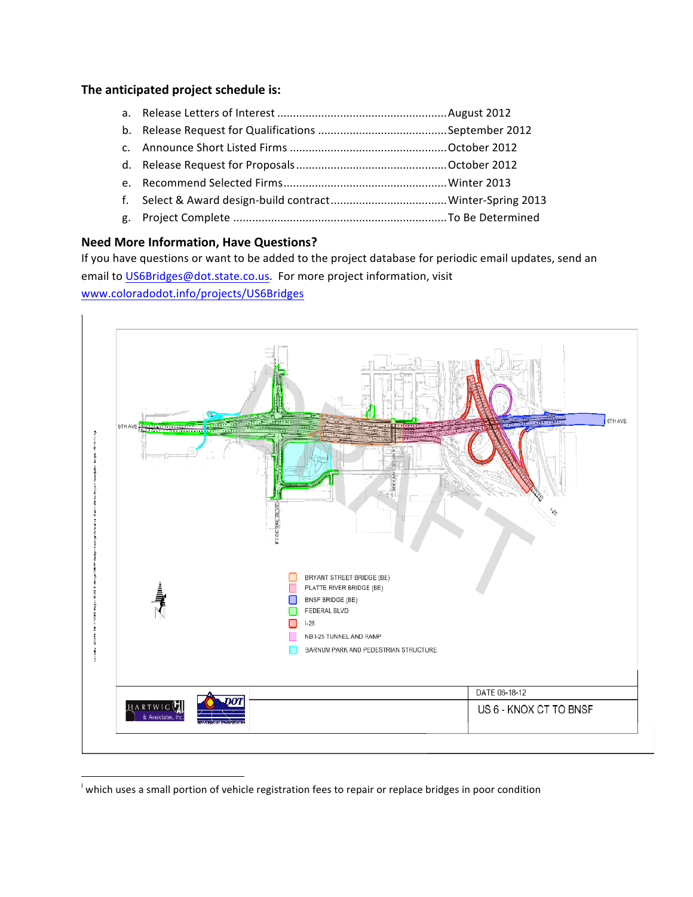**The anticipated project schedule is:**

a. Release Letters of Interest ..................................................... August 2012
b. Release Request for Qualifications ........................................ September 2012
c. Announce Short Listed Firms ................................................. October 2012
d. Release Request for Proposals ............................................... October 2012
e. Recommend Selected Firms ................................................... Winter 2013
f. Select & Award design-build contract .................................... Winter-Spring 2013
g. Project Complete ................................................................... To Be Determined

**Need More Information, Have Questions?**

If you have questions or want to be added to the project database for periodic email updates, send an email to US6Bridges@dot.state.co.us. For more project information, visit www.coloradodot.info/projects/US6Bridges

6TH AVE
6TH AVE
FEDERAL BLVD
BRYANT ST
I-25
DRAFT

BRYANT STREET BRIDGE (BE)
PLATTE RIVER BRIDGE (BE)
BNSF BRIDGE (BE)
FEDERAL BLVD
I-25
NB I-25 TUNNEL AND RAMP
BARNUM PARK AND PEDESTRIAN STRUCTURE

HARTWIG & Associates, Inc.
DOT DEPARTMENT OF TRANSPORTATION
DATE 06-18-12
US 6 - KNOX CT TO BNSF

---

[i] which uses a small portion of vehicle registration fees to repair or replace bridges in poor condition